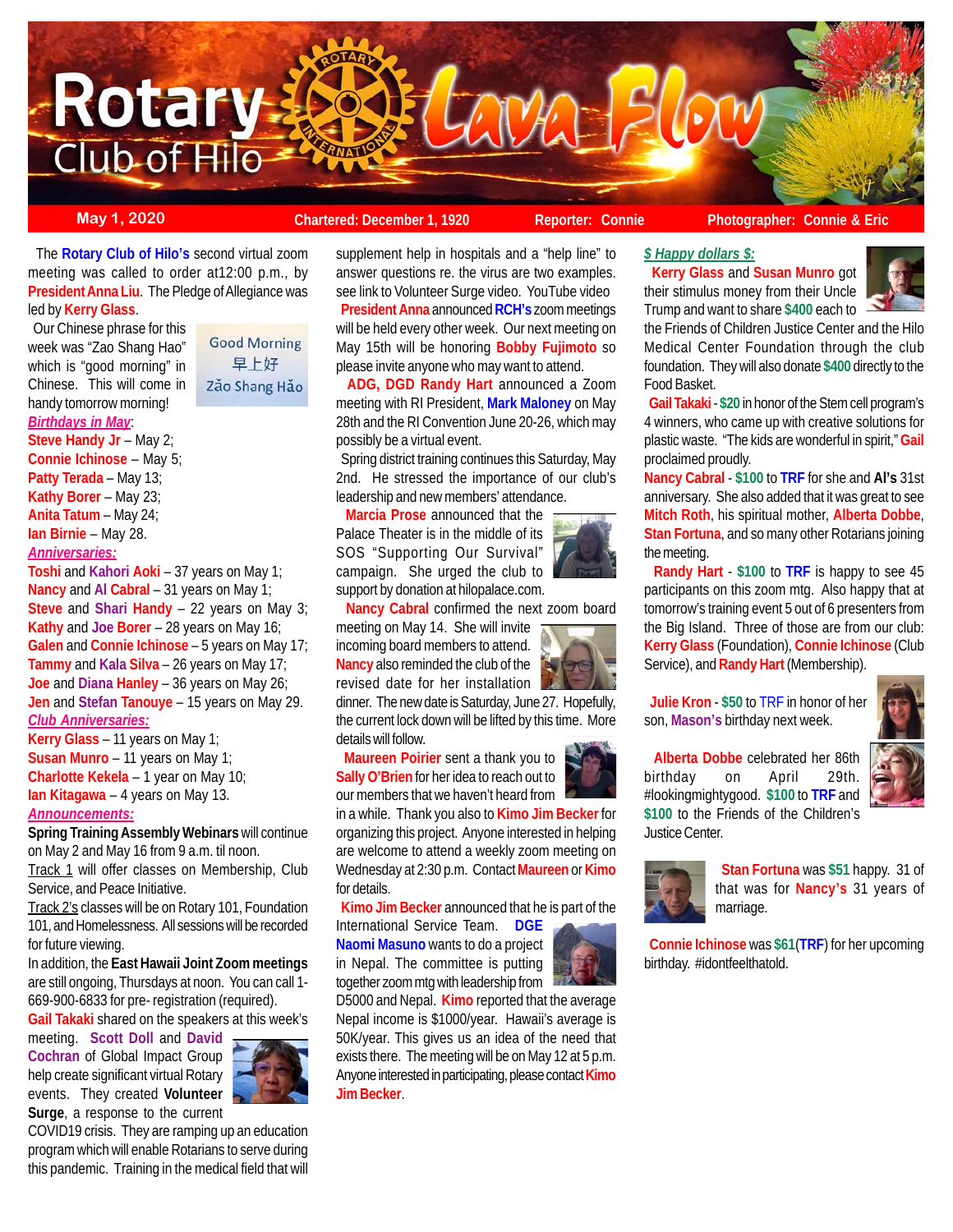# Rotary Club of Hilo Lava Flow

**May 1, 2020** | **Chartered: December 1, 1920** | **Reporter: Connie** | **Photographer: Connie & Eric**

The **Rotary Club of Hilo's** second virtual zoom meeting was called to order at12:00 p.m., by **President Anna Liu**. The Pledge of Allegiance was led by **Kerry Glass**.

Our Chinese phrase for this week was "Zao Shang Hao" which is "good morning" in Chinese. This will come in handy tomorrow morning!

Good Morning
早上好
Zǎo Shang Hǎo

***Birthdays in May***:

**Steve Handy Jr** – May 2;
**Connie Ichinose** – May 5;
**Patty Terada** – May 13;
**Kathy Borer** – May 23;
**Anita Tatum** – May 24;
**Ian Birnie** – May 28.

***Anniversaries:***

**Toshi** and **Kahori Aoki** – 37 years on May 1;
**Nancy** and **Al Cabral** – 31 years on May 1;
**Steve** and **Shari Handy** – 22 years on May 3;
**Kathy** and **Joe Borer** – 28 years on May 16;
**Galen** and **Connie Ichinose** – 5 years on May 17;
**Tammy** and **Kala Silva** – 26 years on May 17;
**Joe** and **Diana Hanley** – 36 years on May 26;
**Jen** and **Stefan Tanouye** – 15 years on May 29.

***Club Anniversaries:***

**Kerry Glass** – 11 years on May 1;
**Susan Munro** – 11 years on May 1;
**Charlotte Kekela** – 1 year on May 10;
**Ian Kitagawa** – 4 years on May 13.

***Announcements:***

**Spring Training Assembly Webinars** will continue on May 2 and May 16 from 9 a.m. til noon.

Track 1 will offer classes on Membership, Club Service, and Peace Initiative.

Track 2's classes will be on Rotary 101, Foundation 101, and Homelessness. All sessions will be recorded for future viewing.

In addition, the **East Hawaii Joint Zoom meetings** are still ongoing, Thursdays at noon. You can call 1-669-900-6833 for pre- registration (required).

**Gail Takaki** shared on the speakers at this week's meeting. **Scott Doll** and **David Cochran** of Global Impact Group help create significant virtual Rotary events. They created **Volunteer Surge**, a response to the current COVID19 crisis. They are ramping up an education program which will enable Rotarians to serve during this pandemic. Training in the medical field that will supplement help in hospitals and a "help line" to answer questions re. the virus are two examples. see link to Volunteer Surge video. YouTube video

**President Anna** announced **RCH's** zoom meetings will be held every other week. Our next meeting on May 15th will be honoring **Bobby Fujimoto** so please invite anyone who may want to attend.

**ADG, DGD Randy Hart** announced a Zoom meeting with RI President, **Mark Maloney** on May 28th and the RI Convention June 20-26, which may possibly be a virtual event.

Spring district training continues this Saturday, May 2nd. He stressed the importance of our club's leadership and new members' attendance.

**Marcia Prose** announced that the Palace Theater is in the middle of its SOS "Supporting Our Survival" campaign. She urged the club to support by donation at hilopalace.com.

**Nancy Cabral** confirmed the next zoom board meeting on May 14. She will invite incoming board members to attend. **Nancy** also reminded the club of the revised date for her installation dinner. The new date is Saturday, June 27. Hopefully, the current lock down will be lifted by this time. More details will follow.

**Maureen Poirier** sent a thank you to **Sally O'Brien** for her idea to reach out to our members that we haven't heard from in a while. Thank you also to **Kimo Jim Becker** for organizing this project. Anyone interested in helping are welcome to attend a weekly zoom meeting on Wednesday at 2:30 p.m. Contact **Maureen** or **Kimo** for details.

**Kimo Jim Becker** announced that he is part of the International Service Team. **DGE Naomi Masuno** wants to do a project in Nepal. The committee is putting together zoom mtg with leadership from D5000 and Nepal. **Kimo** reported that the average Nepal income is $1000/year. Hawaii's average is 50K/year. This gives us an idea of the need that exists there. The meeting will be on May 12 at 5 p.m. Anyone interested in participating, please contact **Kimo Jim Becker**.

***$ Happy dollars $:***

**Kerry Glass** and **Susan Munro** got their stimulus money from their Uncle Trump and want to share **$400** each to the Friends of Children Justice Center and the Hilo Medical Center Foundation through the club foundation. They will also donate **$400** directly to the Food Basket.

**Gail Takaki** - **$20** in honor of the Stem cell program's 4 winners, who came up with creative solutions for plastic waste. "The kids are wonderful in spirit," **Gail** proclaimed proudly.

**Nancy Cabral** - **$100** to **TRF** for she and **Al's** 31st anniversary. She also added that it was great to see **Mitch Roth**, his spiritual mother, **Alberta Dobbe**, **Stan Fortuna**, and so many other Rotarians joining the meeting.

**Randy Hart** - **$100** to **TRF** is happy to see 45 participants on this zoom mtg. Also happy that at tomorrow's training event 5 out of 6 presenters from the Big Island. Three of those are from our club: **Kerry Glass** (Foundation), **Connie Ichinose** (Club Service), and **Randy Hart** (Membership).

**Julie Kron** - **$50** to TRF in honor of her son, **Mason's** birthday next week.

**Alberta Dobbe** celebrated her 86th birthday on April 29th. #lookingmightygood. **$100** to **TRF** and **$100** to the Friends of the Children's Justice Center.

**Stan Fortuna** was **$51** happy. 31 of that was for **Nancy's** 31 years of marriage.

**Connie Ichinose** was **$61**(**TRF**) for her upcoming birthday. #idontfeelthatold.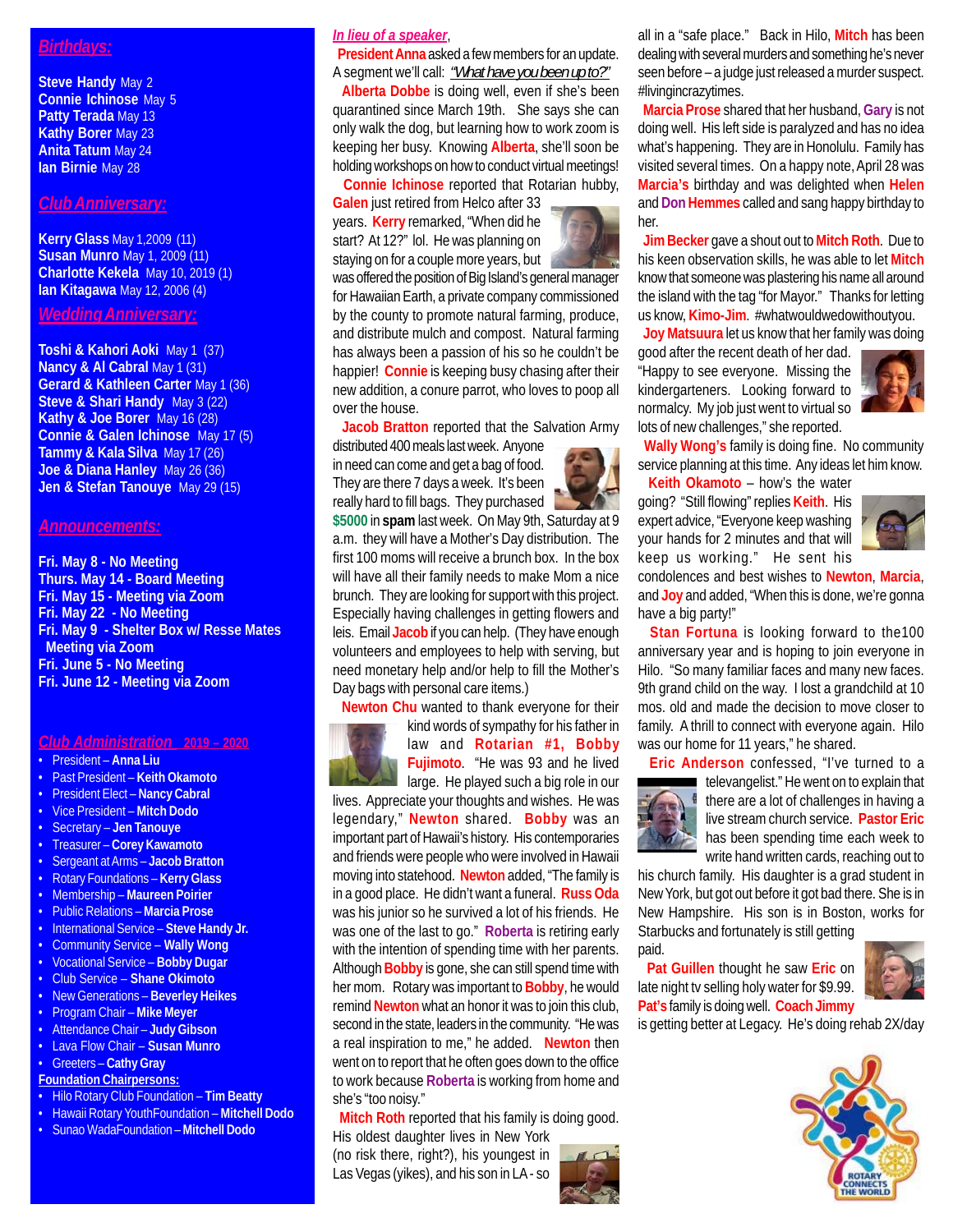## Birthdays:

**Steve Handy** May 2
**Connie Ichinose** May 5
**Patty Terada** May 13
**Kathy Borer** May 23
**Anita Tatum** May 24
**Ian Birnie** May 28

## Club Anniversary:

**Kerry Glass** May 1,2009 (11)
**Susan Munro** May 1, 2009 (11)
**Charlotte Kekela** May 10, 2019 (1)
**Ian Kitagawa** May 12, 2006 (4)

## Wedding Anniversary:

**Toshi & Kahori Aoki** May 1 (37)
**Nancy & Al Cabral** May 1 (31)
**Gerard & Kathleen Carter** May 1 (36)
**Steve & Shari Handy** May 3 (22)
**Kathy & Joe Borer** May 16 (28)
**Connie & Galen Ichinose** May 17 (5)
**Tammy & Kala Silva** May 17 (26)
**Joe & Diana Hanley** May 26 (36)
**Jen & Stefan Tanouye** May 29 (15)

## Announcements:

**Fri. May 8 - No Meeting**
**Thurs. May 14 - Board Meeting**
**Fri. May 15 - Meeting via Zoom**
**Fri. May 22 - No Meeting**
**Fri. May 9 - Shelter Box w/ Resse Mates Meeting via Zoom**
**Fri. June 5 - No Meeting**
**Fri. June 12 - Meeting via Zoom**

## Club Administration 2019 – 2020

- President – **Anna Liu**
- Past President – **Keith Okamoto**
- President Elect – **Nancy Cabral**
- Vice President – **Mitch Dodo**
- Secretary – **Jen Tanouye**
- Treasurer – **Corey Kawamoto**
- Sergeant at Arms – **Jacob Bratton**
- Rotary Foundations – **Kerry Glass**
- Membership – **Maureen Poirier**
- Public Relations – **Marcia Prose**
- International Service – **Steve Handy Jr.**
- Community Service – **Wally Wong**
- Vocational Service – **Bobby Dugar**
- Club Service – **Shane Okimoto**
- New Generations – **Beverley Heikes**
- Program Chair – **Mike Meyer**
- Attendance Chair – **Judy Gibson**
- Lava Flow Chair – **Susan Munro**
- Greeters – **Cathy Gray**

**Foundation Chairpersons:**

- Hilo Rotary Club Foundation – **Tim Beatty**
- Hawaii Rotary YouthFoundation – **Mitchell Dodo**
- Sunao WadaFoundation – **Mitchell Dodo**

## *In lieu of a speaker*,

**President Anna** asked a few members for an update. A segment we'll call: *"What have you been up to?"*

**Alberta Dobbe** is doing well, even if she's been quarantined since March 19th. She says she can only walk the dog, but learning how to work zoom is keeping her busy. Knowing **Alberta**, she'll soon be holding workshops on how to conduct virtual meetings!

**Connie Ichinose** reported that Rotarian hubby, **Galen** just retired from Helco after 33 years. **Kerry** remarked, "When did he start? At 12?" lol. He was planning on staying on for a couple more years, but was offered the position of Big Island's general manager for Hawaiian Earth, a private company commissioned by the county to promote natural farming, produce, and distribute mulch and compost. Natural farming has always been a passion of his so he couldn't be happier! **Connie** is keeping busy chasing after their new addition, a conure parrot, who loves to poop all over the house.

**Jacob Bratton** reported that the Salvation Army distributed 400 meals last week. Anyone in need can come and get a bag of food. They are there 7 days a week. It's been really hard to fill bags. They purchased **$5000** in **spam** last week. On May 9th, Saturday at 9 a.m. they will have a Mother's Day distribution. The first 100 moms will receive a brunch box. In the box will have all their family needs to make Mom a nice brunch. They are looking for support with this project. Especially having challenges in getting flowers and leis. Email **Jacob** if you can help. (They have enough volunteers and employees to help with serving, but need monetary help and/or help to fill the Mother's Day bags with personal care items.)

**Newton Chu** wanted to thank everyone for their kind words of sympathy for his father in law and Rotarian #1, **Bobby Fujimoto**. "He was 93 and he lived large. He played such a big role in our lives. Appreciate your thoughts and wishes. He was legendary," **Newton** shared. **Bobby** was an important part of Hawaii's history. His contemporaries and friends were people who were involved in Hawaii moving into statehood. **Newton** added, "The family is in a good place. He didn't want a funeral. **Russ Oda** was his junior so he survived a lot of his friends. He was one of the last to go." **Roberta** is retiring early with the intention of spending time with her parents. Although **Bobby** is gone, she can still spend time with her mom. Rotary was important to **Bobby**, he would remind **Newton** what an honor it was to join this club, second in the state, leaders in the community. "He was a real inspiration to me," he added. **Newton** then went on to report that he often goes down to the office to work because **Roberta** is working from home and she's "too noisy."

**Mitch Roth** reported that his family is doing good. His oldest daughter lives in New York (no risk there, right?), his youngest in Las Vegas (yikes), and his son in LA - so all in a "safe place." Back in Hilo, **Mitch** has been dealing with several murders and something he's never seen before – a judge just released a murder suspect. #livingincrazytimes.

**Marcia Prose** shared that her husband, **Gary** is not doing well. His left side is paralyzed and has no idea what's happening. They are in Honolulu. Family has visited several times. On a happy note, April 28 was **Marcia's** birthday and was delighted when **Helen** and **Don Hemmes** called and sang happy birthday to her.

**Jim Becker** gave a shout out to **Mitch Roth**. Due to his keen observation skills, he was able to let **Mitch** know that someone was plastering his name all around the island with the tag "for Mayor." Thanks for letting us know, **Kimo-Jim**. #whatwouldwedowithoutyou.

**Joy Matsuura** let us know that her family was doing good after the recent death of her dad. "Happy to see everyone. Missing the kindergarteners. Looking forward to normalcy. My job just went to virtual so lots of new challenges," she reported.

**Wally Wong's** family is doing fine. No community service planning at this time. Any ideas let him know.

**Keith Okamoto** – how's the water going? "Still flowing" replies **Keith**. His expert advice, "Everyone keep washing your hands for 2 minutes and that will keep us working." He sent his condolences and best wishes to **Newton**, **Marcia**, and **Joy** and added, "When this is done, we're gonna have a big party!"

**Stan Fortuna** is looking forward to the100 anniversary year and is hoping to join everyone in Hilo. "So many familiar faces and many new faces. 9th grand child on the way. I lost a grandchild at 10 mos. old and made the decision to move closer to family. A thrill to connect with everyone again. Hilo was our home for 11 years," he shared.

**Eric Anderson** confessed, "I've turned to a televangelist." He went on to explain that there are a lot of challenges in having a live stream church service. **Pastor Eric** has been spending time each week to write hand written cards, reaching out to his church family. His daughter is a grad student in New York, but got out before it got bad there. She is in New Hampshire. His son is in Boston, works for Starbucks and fortunately is still getting paid.

**Pat Guillen** thought he saw **Eric** on late night tv selling holy water for $9.99. **Pat's** family is doing well. **Coach Jimmy** is getting better at Legacy. He's doing rehab 2X/day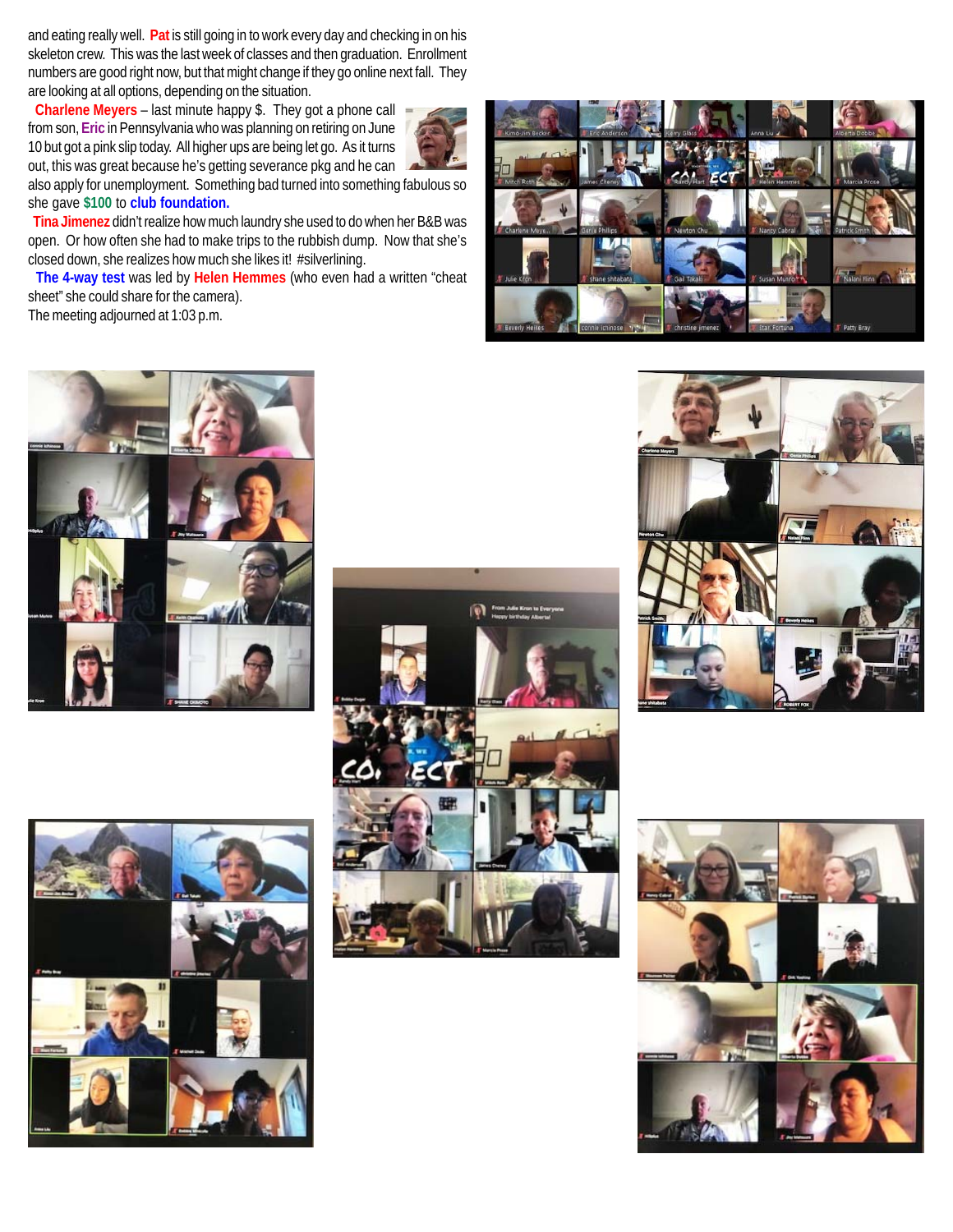and eating really well. **Pat** is still going in to work every day and checking in on his skeleton crew. This was the last week of classes and then graduation. Enrollment numbers are good right now, but that might change if they go online next fall. They are looking at all options, depending on the situation.

**Charlene Meyers** – last minute happy $. They got a phone call from son, **Eric** in Pennsylvania who was planning on retiring on June 10 but got a pink slip today. All higher ups are being let go. As it turns out, this was great because he's getting severance pkg and he can also apply for unemployment. Something bad turned into something fabulous so she gave **$100** to **club foundation.**

**Tina Jimenez** didn't realize how much laundry she used to do when her B&B was open. Or how often she had to make trips to the rubbish dump. Now that she's closed down, she realizes how much she likes it! #silverlining.

**The 4-way test** was led by **Helen Hemmes** (who even had a written "cheat sheet" she could share for the camera).

The meeting adjourned at 1:03 p.m.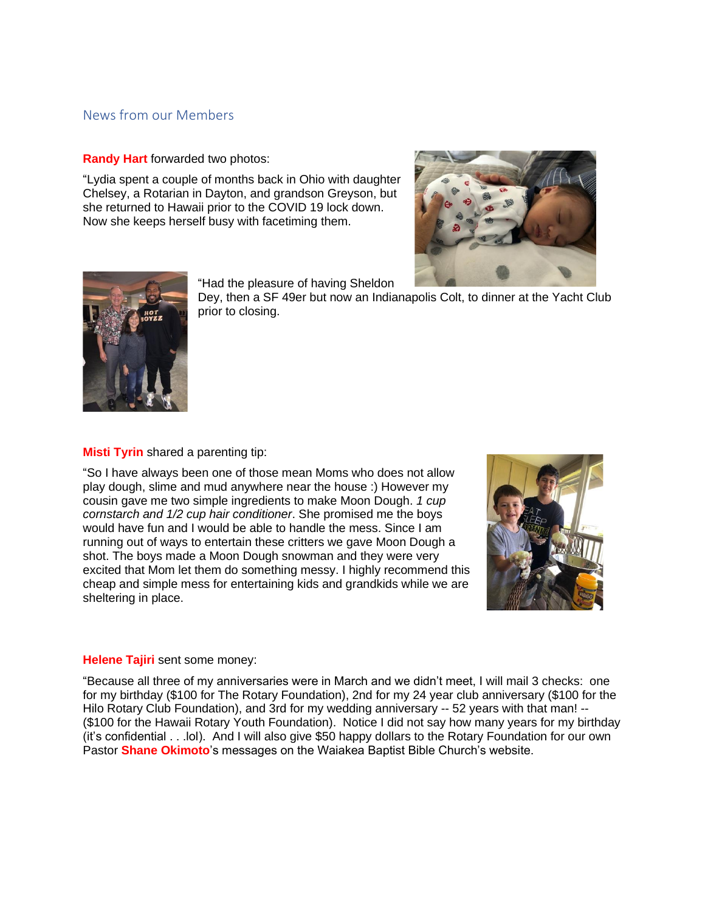## News from our Members

**Randy Hart** forwarded two photos:

"Lydia spent a couple of months back in Ohio with daughter Chelsey, a Rotarian in Dayton, and grandson Greyson, but she returned to Hawaii prior to the COVID 19 lock down. Now she keeps herself busy with facetiming them.

"Had the pleasure of having Sheldon Dey, then a SF 49er but now an Indianapolis Colt, to dinner at the Yacht Club prior to closing.

**Misti Tyrin** shared a parenting tip:

"So I have always been one of those mean Moms who does not allow play dough, slime and mud anywhere near the house :) However my cousin gave me two simple ingredients to make Moon Dough. *1 cup cornstarch and 1/2 cup hair conditioner*. She promised me the boys would have fun and I would be able to handle the mess. Since I am running out of ways to entertain these critters we gave Moon Dough a shot. The boys made a Moon Dough snowman and they were very excited that Mom let them do something messy. I highly recommend this cheap and simple mess for entertaining kids and grandkids while we are sheltering in place.

**Helene Tajiri** sent some money:

"Because all three of my anniversaries were in March and we didn't meet, I will mail 3 checks: one for my birthday ($100 for The Rotary Foundation), 2nd for my 24 year club anniversary ($100 for the Hilo Rotary Club Foundation), and 3rd for my wedding anniversary -- 52 years with that man! -- ($100 for the Hawaii Rotary Youth Foundation). Notice I did not say how many years for my birthday (it's confidential . . .lol). And I will also give $50 happy dollars to the Rotary Foundation for our own Pastor **Shane Okimoto**'s messages on the Waiakea Baptist Bible Church's website.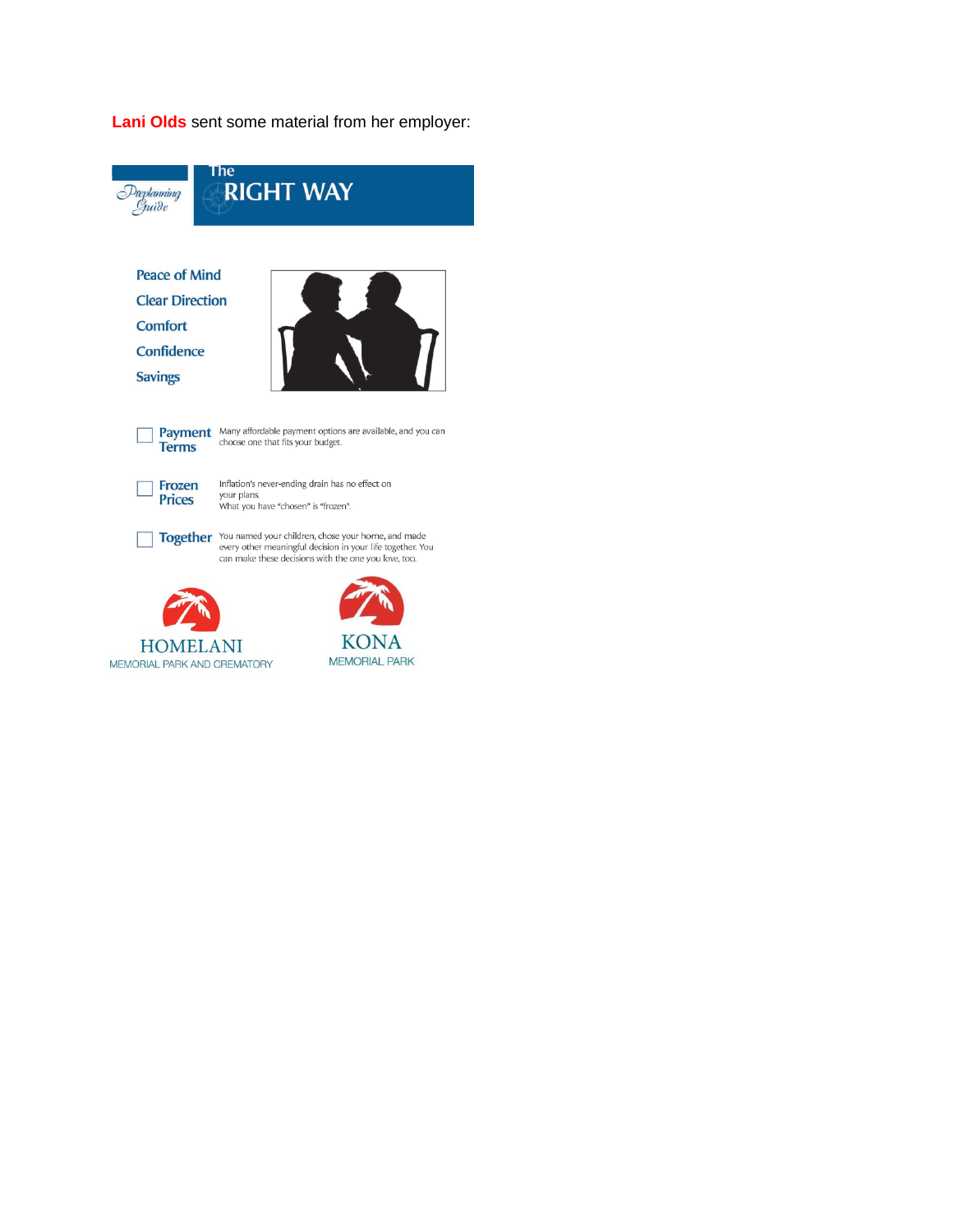**Lani Olds** sent some material from her employer:

Preplanning Guide

# The RIGHT WAY

Peace of Mind

Clear Direction

Comfort

Confidence

Savings

- [ ] **Payment Terms** Many affordable payment options are available, and you can choose one that fits your budget.
- [ ] **Frozen Prices** Inflation's never-ending drain has no effect on your plans. What you have "chosen" is "frozen".
- [ ] **Together** You named your children, chose your home, and made every other meaningful decision in your life together. You can make these decisions with the one you love, too.

HOMELANI
MEMORIAL PARK AND CREMATORY

KONA
MEMORIAL PARK